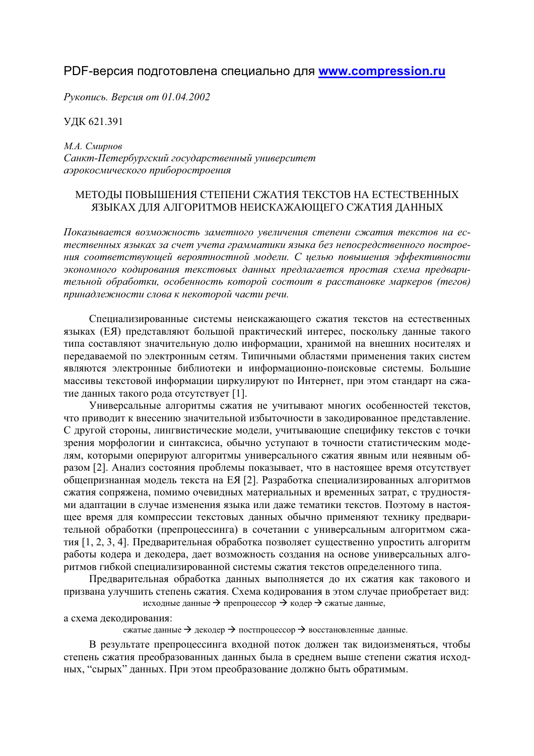PDF-версия подготовлена специально для **www.compression.ru**

*Рукопись. Версия от 01.04.2002*

УДК 621.391

*М.А. Смирнов*
*Санкт-Петербургский государственный университет аэрокосмического приборостроения*

# МЕТОДЫ ПОВЫШЕНИЯ СТЕПЕНИ СЖАТИЯ ТЕКСТОВ НА ЕСТЕСТВЕННЫХ ЯЗЫКАХ ДЛЯ АЛГОРИТМОВ НЕИСКАЖАЮЩЕГО СЖАТИЯ ДАННЫХ

*Показывается возможность заметного увеличения степени сжатия текстов на естественных языках за счет учета грамматики языка без непосредственного построения соответствующей вероятностной модели. С целью повышения эффективности экономного кодирования текстовых данных предлагается простая схема предварительной обработки, особенность которой состоит в расстановке маркеров (тегов) принадлежности слова к некоторой части речи.*

Специализированные системы неискажающего сжатия текстов на естественных языках (ЕЯ) представляют большой практический интерес, поскольку данные такого типа составляют значительную долю информации, хранимой на внешних носителях и передаваемой по электронным сетям. Типичными областями применения таких систем являются электронные библиотеки и информационно-поисковые системы. Большие массивы текстовой информации циркулируют по Интернет, при этом стандарт на сжатие данных такого рода отсутствует [1].

Универсальные алгоритмы сжатия не учитывают многих особенностей текстов, что приводит к внесению значительной избыточности в закодированное представление. С другой стороны, лингвистические модели, учитывающие специфику текстов с точки зрения морфологии и синтаксиса, обычно уступают в точности статистическим моделям, которыми оперируют алгоритмы универсального сжатия явным или неявным образом [2]. Анализ состояния проблемы показывает, что в настоящее время отсутствует общепризнанная модель текста на ЕЯ [2]. Разработка специализированных алгоритмов сжатия сопряжена, помимо очевидных материальных и временных затрат, с трудностями адаптации в случае изменения языка или даже тематики текстов. Поэтому в настоящее время для компрессии текстовых данных обычно применяют технику предварительной обработки (препроцессинга) в сочетании с универсальным алгоритмом сжатия [1, 2, 3, 4]. Предварительная обработка позволяет существенно упростить алгоритм работы кодера и декодера, дает возможность создания на основе универсальных алгоритмов гибкой специализированной системы сжатия текстов определенного типа.

Предварительная обработка данных выполняется до их сжатия как такового и призвана улучшить степень сжатия. Схема кодирования в этом случае приобретает вид:

исходные данные → препроцессор → кодер → сжатые данные,

а схема декодирования:

сжатые данные → декодер → постпроцессор → восстановленные данные.

В результате препроцессинга входной поток должен так видоизменяться, чтобы степень сжатия преобразованных данных была в среднем выше степени сжатия исходных, “сырых” данных. При этом преобразование должно быть обратимым.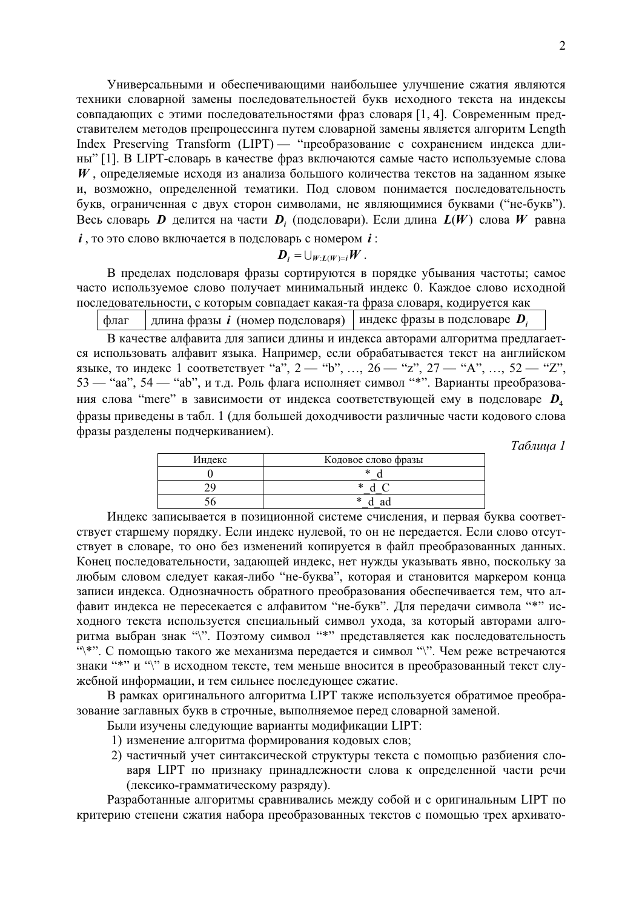Универсальными и обеспечивающими наибольшее улучшение сжатия являются техники словарной замены последовательностей букв исходного текста на индексы совпадающих с этими последовательностями фраз словаря [1, 4]. Современным представителем методов препроцессинга путем словарной замены является алгоритм Length Index Preserving Transform (LIPT) — "преобразование с сохранением индекса длины" [1]. В LIPT-словарь в качестве фраз включаются самые часто используемые слова $\boldsymbol{W}$, определяемые исходя из анализа большого количества текстов на заданном языке и, возможно, определенной тематики. Под словом понимается последовательность букв, ограниченная с двух сторон символами, не являющимися буквами ("не-букв"). Весь словарь $\boldsymbol{D}$ делится на части $\boldsymbol{D}_i$ (подсловари). Если длина $\boldsymbol{L}(\boldsymbol{W})$ слова $\boldsymbol{W}$ равна $\boldsymbol{i}$, то это слово включается в подсловарь с номером $\boldsymbol{i}$:

$$\boldsymbol{D}_i = \cup_{\boldsymbol{W}:\boldsymbol{L}(\boldsymbol{W})=\boldsymbol{i}} \boldsymbol{W}.$$

В пределах подсловаря фразы сортируются в порядке убывания частоты; самое часто используемое слово получает минимальный индекс 0. Каждое слово исходной последовательности, с которым совпадает какая-то фраза словаря, кодируется как

| флаг | длина фразы $\boldsymbol{i}$ (номер подсловаря) | индекс фразы в подсловаре $\boldsymbol{D}_i$ |
|---|---|---|

В качестве алфавита для записи длины и индекса авторами алгоритма предлагается использовать алфавит языка. Например, если обрабатывается текст на английском языке, то индекс 1 соответствует "a", 2 — "b", …, 26 — "z", 27 — "A", …, 52 — "Z", 53 — "aa", 54 — "ab", и т.д. Роль флага исполняет символ "*". Варианты преобразования слова "mere" в зависимости от индекса соответствующей ему в подсловаре $\boldsymbol{D}_4$ фразы приведены в табл. 1 (для большей доходчивости различные части кодового слова фразы разделены подчеркиванием).

*Таблица 1*

| Индекс | Кодовое слово фразы |
|---|---|
| 0 | *_d |
| 29 | *_d_C |
| 56 | *_d_ad |

Индекс записывается в позиционной системе счисления, и первая буква соответствует старшему порядку. Если индекс нулевой, то он не передается. Если слово отсутствует в словаре, то оно без изменений копируется в файл преобразованных данных. Конец последовательности, задающей индекс, нет нужды указывать явно, поскольку за любым словом следует какая-либо "не-буква", которая и становится маркером конца записи индекса. Однозначность обратного преобразования обеспечивается тем, что алфавит индекса не пересекается с алфавитом "не-букв". Для передачи символа "*" исходного текста используется специальный символ ухода, за который авторами алгоритма выбран знак "\". Поэтому символ "*" представляется как последовательность "\*". С помощью такого же механизма передается и символ "\". Чем реже встречаются знаки "*" и "\" в исходном тексте, тем меньше вносится в преобразованный текст служебной информации, и тем сильнее последующее сжатие.

В рамках оригинального алгоритма LIPT также используется обратимое преобразование заглавных букв в строчные, выполняемое перед словарной заменой.

Были изучены следующие варианты модификации LIPT:

1) изменение алгоритма формирования кодовых слов;
2) частичный учет синтаксической структуры текста с помощью разбиения словаря LIPT по признаку принадлежности слова к определенной части речи (лексико-грамматическому разряду).

Разработанные алгоритмы сравнивались между собой и с оригинальным LIPT по критерию степени сжатия набора преобразованных текстов с помощью трех архивато-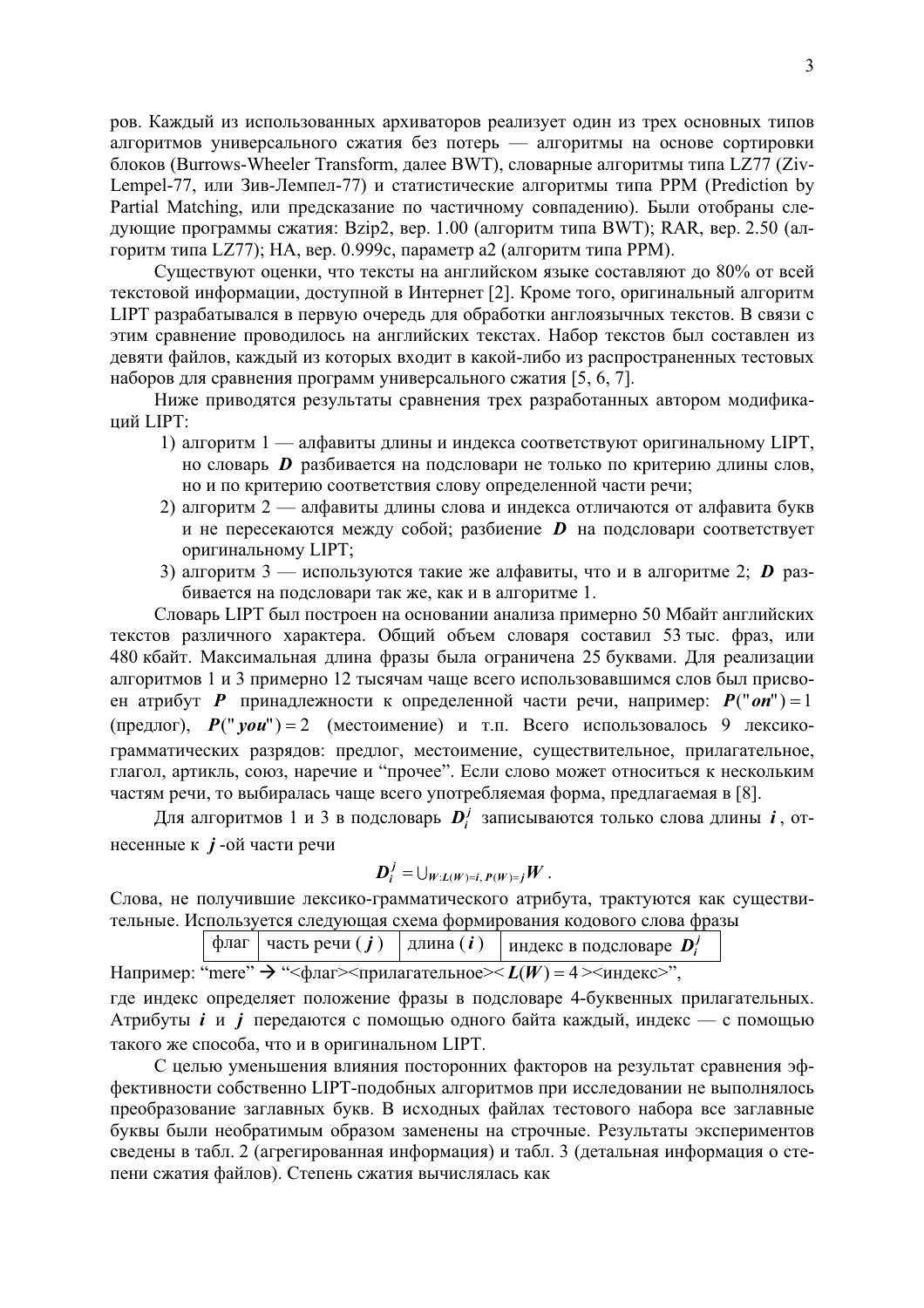ров. Каждый из использованных архиваторов реализует один из трех основных типов алгоритмов универсального сжатия без потерь — алгоритмы на основе сортировки блоков (Burrows-Wheeler Transform, далее BWT), словарные алгоритмы типа LZ77 (Ziv-Lempel-77, или Зив-Лемпел-77) и статистические алгоритмы типа PPM (Prediction by Partial Matching, или предсказание по частичному совпадению). Были отобраны следующие программы сжатия: Bzip2, вер. 1.00 (алгоритм типа BWT); RAR, вер. 2.50 (алгоритм типа LZ77); HA, вер. 0.999c, параметр a2 (алгоритм типа PPM).

Существуют оценки, что тексты на английском языке составляют до 80% от всей текстовой информации, доступной в Интернет [2]. Кроме того, оригинальный алгоритм LIPT разрабатывался в первую очередь для обработки англоязычных текстов. В связи с этим сравнение проводилось на английских текстах. Набор текстов был составлен из девяти файлов, каждый из которых входит в какой-либо из распространенных тестовых наборов для сравнения программ универсального сжатия [5, 6, 7].

Ниже приводятся результаты сравнения трех разработанных автором модификаций LIPT:

1) алгоритм 1 — алфавиты длины и индекса соответствуют оригинальному LIPT, но словарь $\boldsymbol{D}$ разбивается на подсловари не только по критерию длины слов, но и по критерию соответствия слову определенной части речи;
2) алгоритм 2 — алфавиты длины слова и индекса отличаются от алфавита букв и не пересекаются между собой; разбиение $\boldsymbol{D}$ на подсловари соответствует оригинальному LIPT;
3) алгоритм 3 — используются такие же алфавиты, что и в алгоритме 2; $\boldsymbol{D}$ разбивается на подсловари так же, как и в алгоритме 1.

Словарь LIPT был построен на основании анализа примерно 50 Мбайт английских текстов различного характера. Общий объем словаря составил 53 тыс. фраз, или 480 кбайт. Максимальная длина фразы была ограничена 25 буквами. Для реализации алгоритмов 1 и 3 примерно 12 тысячам чаще всего использовавшимся слов был присвоен атрибут $\boldsymbol{P}$ принадлежности к определенной части речи, например: $\boldsymbol{P}(\text{"}\boldsymbol{on}\text{"}) = 1$ (предлог), $\boldsymbol{P}(\text{"}\boldsymbol{you}\text{"}) = 2$ (местоимение) и т.п. Всего использовалось 9 лексико-грамматических разрядов: предлог, местоимение, существительное, прилагательное, глагол, артикль, союз, наречие и "прочее". Если слово может относиться к нескольким частям речи, то выбиралась чаще всего употребляемая форма, предлагаемая в [8].

Для алгоритмов 1 и 3 в подсловарь $\boldsymbol{D}_i^j$ записываются только слова длины $\boldsymbol{i}$, отнесенные к $\boldsymbol{j}$-ой части речи

$$\boldsymbol{D}_i^j = \cup_{W:L(W)=i,\, P(W)=j} \boldsymbol{W}\ .$$

Слова, не получившие лексико-грамматического атрибута, трактуются как существительные. Используется следующая схема формирования кодового слова фразы

| флаг | часть речи ($\boldsymbol{j}$) | длина ($\boldsymbol{i}$) | индекс в подсловаре $\boldsymbol{D}_i^j$ |
|---|---|---|---|

Например: "mere" → "<флаг><прилагательное>< $\boldsymbol{L}(\boldsymbol{W}) = 4$ ><индекс>",

где индекс определяет положение фразы в подсловаре 4-буквенных прилагательных. Атрибуты $\boldsymbol{i}$ и $\boldsymbol{j}$ передаются с помощью одного байта каждый, индекс — с помощью такого же способа, что и в оригинальном LIPT.

С целью уменьшения влияния посторонних факторов на результат сравнения эффективности собственно LIPT-подобных алгоритмов при исследовании не выполнялось преобразование заглавных букв. В исходных файлах тестового набора все заглавные буквы были необратимым образом заменены на строчные. Результаты экспериментов сведены в табл. 2 (агрегированная информация) и табл. 3 (детальная информация о степени сжатия файлов). Степень сжатия вычислялась как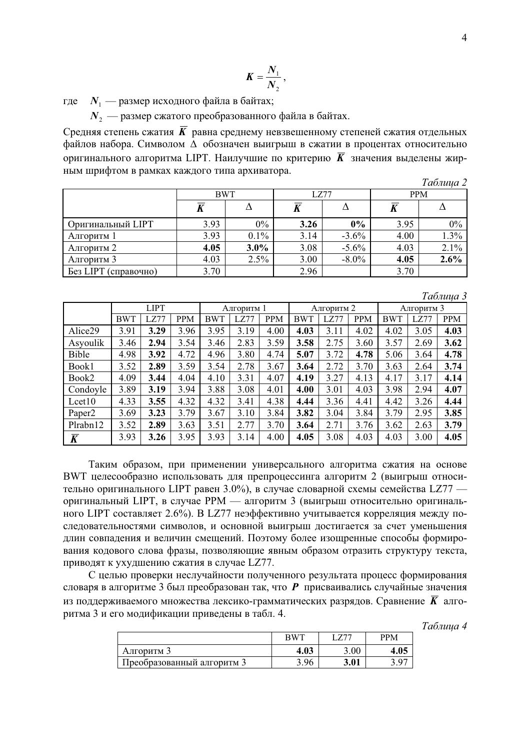$$\boldsymbol{K} = \frac{\boldsymbol{N}_1}{\boldsymbol{N}_2},$$

где $\boldsymbol{N}_1$ — размер исходного файла в байтах;

$\boldsymbol{N}_2$ — размер сжатого преобразованного файла в байтах.

Средняя степень сжатия $\overline{\boldsymbol{K}}$ равна среднему невзвешенному степеней сжатия отдельных файлов набора. Символом $\Delta$ обозначен выигрыш в сжатии в процентах относительно оригинального алгоритма LIPT. Наилучшие по критерию $\overline{\boldsymbol{K}}$ значения выделены жирным шрифтом в рамках каждого типа архиватора.

*Таблица 2*

| | BWT | | LZ77 | | PPM | |
|---|---|---|---|---|---|---|
| | $\overline{K}$ | $\Delta$ | $\overline{K}$ | $\Delta$ | $\overline{K}$ | $\Delta$ |
| Оригинальный LIPT | 3.93 | 0% | **3.26** | **0%** | 3.95 | 0% |
| Алгоритм 1 | 3.93 | 0.1% | 3.14 | -3.6% | 4.00 | 1.3% |
| Алгоритм 2 | **4.05** | **3.0%** | 3.08 | -5.6% | 4.03 | 2.1% |
| Алгоритм 3 | 4.03 | 2.5% | 3.00 | -8.0% | **4.05** | **2.6%** |
| Без LIPT (справочно) | 3.70 | | 2.96 | | 3.70 | |

*Таблица 3*

| | LIPT | | | Алгоритм 1 | | | Алгоритм 2 | | | Алгоритм 3 | | |
|---|---|---|---|---|---|---|---|---|---|---|---|---|
| | BWT | LZ77 | PPM | BWT | LZ77 | PPM | BWT | LZ77 | PPM | BWT | LZ77 | PPM |
| Alice29 | 3.91 | **3.29** | 3.96 | 3.95 | 3.19 | 4.00 | **4.03** | 3.11 | 4.02 | 4.02 | 3.05 | **4.03** |
| Asyoulik | 3.46 | **2.94** | 3.54 | 3.46 | 2.83 | 3.59 | **3.58** | 2.75 | 3.60 | 3.57 | 2.69 | **3.62** |
| Bible | 4.98 | **3.92** | 4.72 | 4.96 | 3.80 | 4.74 | **5.07** | 3.72 | **4.78** | 5.06 | 3.64 | **4.78** |
| Book1 | 3.52 | **2.89** | 3.59 | 3.54 | 2.78 | 3.67 | **3.64** | 2.72 | 3.70 | 3.63 | 2.64 | **3.74** |
| Book2 | 4.09 | **3.44** | 4.04 | 4.10 | 3.31 | 4.07 | **4.19** | 3.27 | 4.13 | 4.17 | 3.17 | **4.14** |
| Condoyle | 3.89 | **3.19** | 3.94 | 3.88 | 3.08 | 4.01 | **4.00** | 3.01 | 4.03 | 3.98 | 2.94 | **4.07** |
| Lcet10 | 4.33 | **3.55** | 4.32 | 4.32 | 3.41 | 4.38 | **4.44** | 3.36 | 4.41 | 4.42 | 3.26 | **4.44** |
| Paper2 | 3.69 | **3.23** | 3.79 | 3.67 | 3.10 | 3.84 | **3.82** | 3.04 | 3.84 | 3.79 | 2.95 | **3.85** |
| Plrabn12 | 3.52 | **2.89** | 3.63 | 3.51 | 2.77 | 3.70 | **3.64** | 2.71 | 3.76 | 3.62 | 2.63 | **3.79** |
| $\overline{K}$ | 3.93 | **3.26** | 3.95 | 3.93 | 3.14 | 4.00 | **4.05** | 3.08 | 4.03 | 4.03 | 3.00 | **4.05** |

Таким образом, при применении универсального алгоритма сжатия на основе BWT целесообразно использовать для препроцессинга алгоритм 2 (выигрыш относительно оригинального LIPT равен 3.0%), в случае словарной схемы семейства LZ77 — оригинальный LIPT, в случае PPM — алгоритм 3 (выигрыш относительно оригинального LIPT составляет 2.6%). В LZ77 неэффективно учитывается корреляция между последовательностями символов, и основной выигрыш достигается за счет уменьшения длин совпадения и величин смещений. Поэтому более изощренные способы формирования кодового слова фразы, позволяющие явным образом отразить структуру текста, приводят к ухудшению сжатия в случае LZ77.

С целью проверки неслучайности полученного результата процесс формирования словаря в алгоритме 3 был преобразован так, что $\boldsymbol{P}$ присваивались случайные значения из поддерживаемого множества лексико-грамматических разрядов. Сравнение $\overline{\boldsymbol{K}}$ алгоритма 3 и его модификации приведены в табл. 4.

*Таблица 4*

| | BWT | LZ77 | PPM |
|---|---|---|---|
| Алгоритм 3 | **4.03** | 3.00 | **4.05** |
| Преобразованный алгоритм 3 | 3.96 | **3.01** | 3.97 |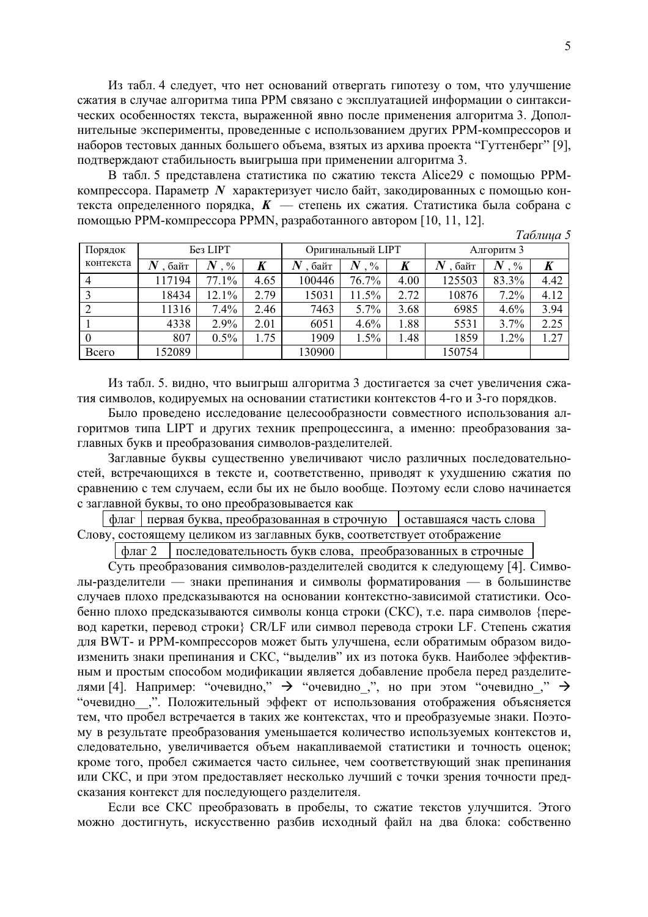Из табл. 4 следует, что нет оснований отвергать гипотезу о том, что улучшение сжатия в случае алгоритма типа PPM связано с эксплуатацией информации о синтаксических особенностях текста, выраженной явно после применения алгоритма 3. Дополнительные эксперименты, проведенные с использованием других PPM-компрессоров и наборов тестовых данных большего объема, взятых из архива проекта “Гуттенберг” [9], подтверждают стабильность выигрыша при применении алгоритма 3.

В табл. 5 представлена статистика по сжатию текста Alice29 с помощью PPM-компрессора. Параметр $N$ характеризует число байт, закодированных с помощью контекста определенного порядка, $K$ — степень их сжатия. Статистика была собрана с помощью PPM-компрессора PPMN, разработанного автором [10, 11, 12].

*Таблица 5*

| Порядок контекста | Без LIPT | | | Оригинальный LIPT | | | Алгоритм 3 | | |
|---|---|---|---|---|---|---|---|---|---|
| | $N$, байт | $N$, % | $K$ | $N$, байт | $N$, % | $K$ | $N$, байт | $N$, % | $K$ |
| 4 | 117194 | 77.1% | 4.65 | 100446 | 76.7% | 4.00 | 125503 | 83.3% | 4.42 |
| 3 | 18434 | 12.1% | 2.79 | 15031 | 11.5% | 2.72 | 10876 | 7.2% | 4.12 |
| 2 | 11316 | 7.4% | 2.46 | 7463 | 5.7% | 3.68 | 6985 | 4.6% | 3.94 |
| 1 | 4338 | 2.9% | 2.01 | 6051 | 4.6% | 1.88 | 5531 | 3.7% | 2.25 |
| 0 | 807 | 0.5% | 1.75 | 1909 | 1.5% | 1.48 | 1859 | 1.2% | 1.27 |
| Всего | 152089 | | | 130900 | | | 150754 | | |

Из табл. 5. видно, что выигрыш алгоритма 3 достигается за счет увеличения сжатия символов, кодируемых на основании статистики контекстов 4-го и 3-го порядков.

Было проведено исследование целесообразности совместного использования алгоритмов типа LIPT и других техник препроцессинга, а именно: преобразования заглавных букв и преобразования символов-разделителей.

Заглавные буквы существенно увеличивают число различных последовательностей, встречающихся в тексте и, соответственно, приводят к ухудшению сжатия по сравнению с тем случаем, если бы их не было вообще. Поэтому если слово начинается с заглавной буквы, то оно преобразовывается как

| флаг | первая буква, преобразованная в строчную | оставшаяся часть слова |
|---|---|---|

Слову, состоящему целиком из заглавных букв, соответствует отображение

| флаг 2 | последовательность букв слова, преобразованных в строчные |
|---|---|

Суть преобразования символов-разделителей сводится к следующему [4]. Символы-разделители — знаки препинания и символы форматирования — в большинстве случаев плохо предсказываются на основании контекстно-зависимой статистики. Особенно плохо предсказываются символы конца строки (СКС), т.е. пара символов {перевод каретки, перевод строки} CR/LF или символ перевода строки LF. Степень сжатия для BWT- и PPM-компрессоров может быть улучшена, если обратимым образом видоизменить знаки препинания и СКС, “выделив” их из потока букв. Наиболее эффективным и простым способом модификации является добавление пробела перед разделителями [4]. Например: “очевидно,” → “очевидно_,”, но при этом “очевидно_,” → “очевидно__,”. Положительный эффект от использования отображения объясняется тем, что пробел встречается в таких же контекстах, что и преобразуемые знаки. Поэтому в результате преобразования уменьшается количество используемых контекстов и, следовательно, увеличивается объем накапливаемой статистики и точность оценок; кроме того, пробел сжимается часто сильнее, чем соответствующий знак препинания или СКС, и при этом предоставляет несколько лучший с точки зрения точности предсказания контекст для последующего разделителя.

Если все СКС преобразовать в пробелы, то сжатие текстов улучшится. Этого можно достигнуть, искусственно разбив исходный файл на два блока: собственно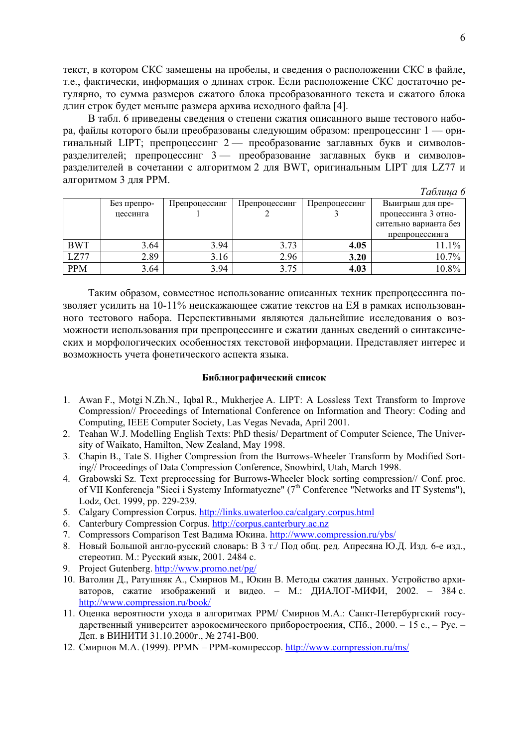текст, в котором СКС замещены на пробелы, и сведения о расположении СКС в файле, т.е., фактически, информация о длинах строк. Если расположение СКС достаточно регулярно, то сумма размеров сжатого блока преобразованного текста и сжатого блока длин строк будет меньше размера архива исходного файла [4].

В табл. 6 приведены сведения о степени сжатия описанного выше тестового набора, файлы которого были преобразованы следующим образом: препроцессинг 1 — оригинальный LIPT; препроцессинг 2 — преобразование заглавных букв и символов-разделителей; препроцессинг 3 — преобразование заглавных букв и символов-разделителей в сочетании с алгоритмом 2 для BWT, оригинальным LIPT для LZ77 и алгоритмом 3 для PPM.

*Таблица 6*

| | Без препроцессинга | Препроцессинг 1 | Препроцессинг 2 | Препроцессинг 3 | Выигрыш для препроцессинга 3 относительно варианта без препроцессинга |
|---|---|---|---|---|---|
| BWT | 3.64 | 3.94 | 3.73 | **4.05** | 11.1% |
| LZ77 | 2.89 | 3.16 | 2.96 | **3.20** | 10.7% |
| PPM | 3.64 | 3.94 | 3.75 | **4.03** | 10.8% |

Таким образом, совместное использование описанных техник препроцессинга позволяет усилить на 10-11% неискажающее сжатие текстов на ЕЯ в рамках использованного тестового набора. Перспективными являются дальнейшие исследования о возможности использования при препроцессинге и сжатии данных сведений о синтаксических и морфологических особенностях текстовой информации. Представляет интерес и возможность учета фонетического аспекта языка.

### Библиографический список

1. Awan F., Motgi N.Zh.N., Iqbal R., Mukherjee A. LIPT: A Lossless Text Transform to Improve Compression// Proceedings of International Conference on Information and Theory: Coding and Computing, IEEE Computer Society, Las Vegas Nevada, April 2001.
2. Teahan W.J. Modelling English Texts: PhD thesis/ Department of Computer Science, The University of Waikato, Hamilton, New Zealand, May 1998.
3. Chapin B., Tate S. Higher Compression from the Burrows-Wheeler Transform by Modified Sorting// Proceedings of Data Compression Conference, Snowbird, Utah, March 1998.
4. Grabowski Sz. Text preprocessing for Burrows-Wheeler block sorting compression// Conf. proc. of VII Konferencja "Sieci i Systemy Informatyczne" (7th Conference "Networks and IT Systems"), Lodz, Oct. 1999, pp. 229-239.
5. Calgary Compression Corpus. http://links.uwaterloo.ca/calgary.corpus.html
6. Canterbury Compression Corpus. http://corpus.canterbury.ac.nz
7. Compressors Comparison Test Вадима Юкина. http://www.compression.ru/ybs/
8. Новый Большой англо-русский словарь: В 3 т./ Под общ. ред. Апресяна Ю.Д. Изд. 6-е изд., стереотип. М.: Русский язык, 2001. 2484 с.
9. Project Gutenberg. http://www.promo.net/pg/
10. Ватолин Д., Ратушняк А., Смирнов М., Юкин В. Методы сжатия данных. Устройство архиваторов, сжатие изображений и видео. – М.: ДИАЛОГ-МИФИ, 2002. – 384 с. http://www.compression.ru/book/
11. Оценка вероятности ухода в алгоритмах PPM/ Смирнов М.А.: Санкт-Петербургский государственный университет аэрокосмического приборостроения, СПб., 2000. – 15 с., – Рус. – Деп. в ВИНИТИ 31.10.2000г., № 2741-В00.
12. Смирнов М.А. (1999). PPMN – PPM-компрессор. http://www.compression.ru/ms/